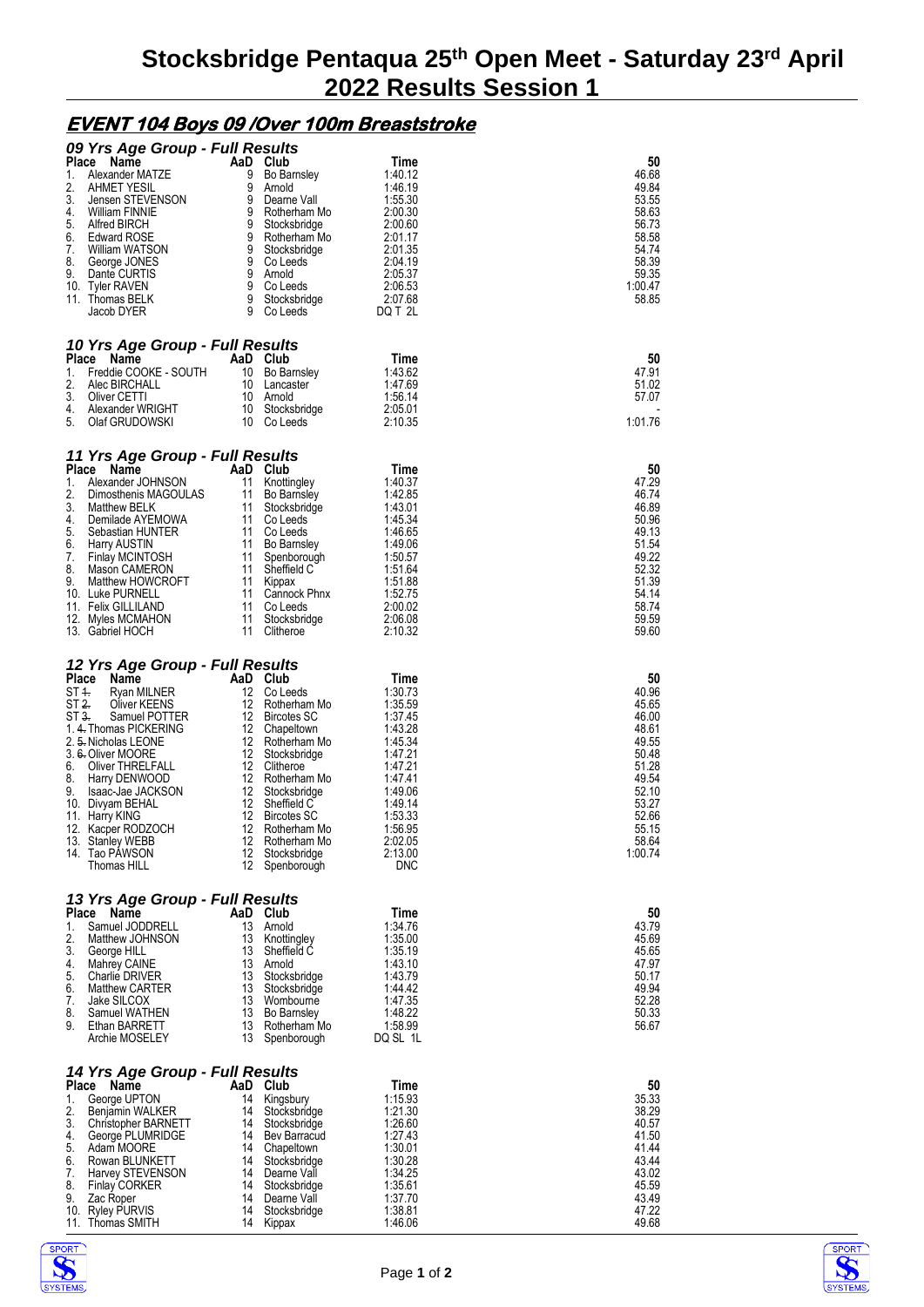# Stocksbridge Pentaqua 25th Open Meet - Saturday 23rd April 2022 Results Session 1

## EVENT 104 Boys 09 /Over 100m Breaststroke

### 09 Yrs Age Group - Full Results

| Place | Name | AaD | Club | Time | 50 |
|---|---|---|---|---|---|
| 1. | Alexander MATZE | 9 | Bo Barnsley | 1:40.12 | 46.68 |
| 2. | AHMET YESIL | 9 | Arnold | 1:46.19 | 49.84 |
| 3. | Jensen STEVENSON | 9 | Dearne Vall | 1:55.30 | 53.55 |
| 4. | William FINNIE | 9 | Rotherham Mo | 2:00.30 | 58.63 |
| 5. | Alfred BIRCH | 9 | Stocksbridge | 2:00.60 | 56.73 |
| 6. | Edward ROSE | 9 | Rotherham Mo | 2:01.17 | 58.58 |
| 7. | William WATSON | 9 | Stocksbridge | 2:01.35 | 54.74 |
| 8. | George JONES | 9 | Co Leeds | 2:04.19 | 58.39 |
| 9. | Dante CURTIS | 9 | Arnold | 2:05.37 | 59.35 |
| 10. | Tyler RAVEN | 9 | Co Leeds | 2:06.53 | 1:00.47 |
| 11. | Thomas BELK | 9 | Stocksbridge | 2:07.68 | 58.85 |
| | Jacob DYER | 9 | Co Leeds | DQ T 2L | |

### 10 Yrs Age Group - Full Results

| Place | Name | AaD | Club | Time | 50 |
|---|---|---|---|---|---|
| 1. | Freddie COOKE - SOUTH | 10 | Bo Barnsley | 1:43.62 | 47.91 |
| 2. | Alec BIRCHALL | 10 | Lancaster | 1:47.69 | 51.02 |
| 3. | Oliver CETTI | 10 | Arnold | 1:56.14 | 57.07 |
| 4. | Alexander WRIGHT | 10 | Stocksbridge | 2:05.01 | - |
| 5. | Olaf GRUDOWSKI | 10 | Co Leeds | 2:10.35 | 1:01.76 |

### 11 Yrs Age Group - Full Results

| Place | Name | AaD | Club | Time | 50 |
|---|---|---|---|---|---|
| 1. | Alexander JOHNSON | 11 | Knottingley | 1:40.37 | 47.29 |
| 2. | Dimosthenis MAGOULAS | 11 | Bo Barnsley | 1:42.85 | 46.74 |
| 3. | Matthew BELK | 11 | Stocksbridge | 1:43.01 | 46.89 |
| 4. | Demilade AYEMOWA | 11 | Co Leeds | 1:45.34 | 50.96 |
| 5. | Sebastian HUNTER | 11 | Co Leeds | 1:46.65 | 49.13 |
| 6. | Harry AUSTIN | 11 | Bo Barnsley | 1:49.06 | 51.54 |
| 7. | Finlay MCINTOSH | 11 | Spenborough | 1:50.57 | 49.22 |
| 8. | Mason CAMERON | 11 | Sheffield C | 1:51.64 | 52.32 |
| 9. | Matthew HOWCROFT | 11 | Kippax | 1:51.88 | 51.39 |
| 10. | Luke PURNELL | 11 | Cannock Phnx | 1:52.75 | 54.14 |
| 11. | Felix GILLILAND | 11 | Co Leeds | 2:00.02 | 58.74 |
| 12. | Myles MCMAHON | 11 | Stocksbridge | 2:06.08 | 59.59 |
| 13. | Gabriel HOCH | 11 | Clitheroe | 2:10.32 | 59.60 |

### 12 Yrs Age Group - Full Results

| Place | Name | AaD | Club | Time | 50 |
|---|---|---|---|---|---|
| ST ~~1.~~ | Ryan MILNER | 12 | Co Leeds | 1:30.73 | 40.96 |
| ST ~~2.~~ | Oliver KEENS | 12 | Rotherham Mo | 1:35.59 | 45.65 |
| ST ~~3.~~ | Samuel POTTER | 12 | Bircotes SC | 1:37.45 | 46.00 |
| 1. ~~4.~~ | Thomas PICKERING | 12 | Chapeltown | 1:43.28 | 48.61 |
| 2. ~~5.~~ | Nicholas LEONE | 12 | Rotherham Mo | 1:45.34 | 49.55 |
| 3. ~~6.~~ | Oliver MOORE | 12 | Stocksbridge | 1:47.21 | 50.48 |
| 6. | Oliver THRELFALL | 12 | Clitheroe | 1:47.21 | 51.28 |
| 8. | Harry DENWOOD | 12 | Rotherham Mo | 1:47.41 | 49.54 |
| 9. | Isaac-Jae JACKSON | 12 | Stocksbridge | 1:49.06 | 52.10 |
| 10. | Divyam BEHAL | 12 | Sheffield C | 1:49.14 | 53.27 |
| 11. | Harry KING | 12 | Bircotes SC | 1:53.33 | 52.66 |
| 12. | Kacper RODZOCH | 12 | Rotherham Mo | 1:56.95 | 55.15 |
| 13. | Stanley WEBB | 12 | Rotherham Mo | 2:02.05 | 58.64 |
| 14. | Tao PAWSON | 12 | Stocksbridge | 2:13.00 | 1:00.74 |
| | Thomas HILL | 12 | Spenborough | DNC | |

### 13 Yrs Age Group - Full Results

| Place | Name | AaD | Club | Time | 50 |
|---|---|---|---|---|---|
| 1. | Samuel JODDRELL | 13 | Arnold | 1:34.76 | 43.79 |
| 2. | Matthew JOHNSON | 13 | Knottingley | 1:35.00 | 45.69 |
| 3. | George HILL | 13 | Sheffield C | 1:35.19 | 45.65 |
| 4. | Mahrey CAINE | 13 | Arnold | 1:43.10 | 47.97 |
| 5. | Charlie DRIVER | 13 | Stocksbridge | 1:43.79 | 50.17 |
| 6. | Matthew CARTER | 13 | Stocksbridge | 1:44.42 | 49.94 |
| 7. | Jake SILCOX | 13 | Wombourne | 1:47.35 | 52.28 |
| 8. | Samuel WATHEN | 13 | Bo Barnsley | 1:48.22 | 50.33 |
| 9. | Ethan BARRETT | 13 | Rotherham Mo | 1:58.99 | 56.67 |
| | Archie MOSELEY | 13 | Spenborough | DQ SL 1L | |

### 14 Yrs Age Group - Full Results

| Place | Name | AaD | Club | Time | 50 |
|---|---|---|---|---|---|
| 1. | George UPTON | 14 | Kingsbury | 1:15.93 | 35.33 |
| 2. | Benjamin WALKER | 14 | Stocksbridge | 1:21.30 | 38.29 |
| 3. | Christopher BARNETT | 14 | Stocksbridge | 1:26.60 | 40.57 |
| 4. | George PLUMRIDGE | 14 | Bev Barracud | 1:27.43 | 41.50 |
| 5. | Adam MOORE | 14 | Chapeltown | 1:30.01 | 41.44 |
| 6. | Rowan BLUNKETT | 14 | Stocksbridge | 1:30.28 | 43.44 |
| 7. | Harvey STEVENSON | 14 | Dearne Vall | 1:34.25 | 43.02 |
| 8. | Finlay CORKER | 14 | Stocksbridge | 1:35.61 | 45.59 |
| 9. | Zac Roper | 14 | Dearne Vall | 1:37.70 | 43.49 |
| 10. | Ryley PURVIS | 14 | Stocksbridge | 1:38.81 | 47.22 |
| 11. | Thomas SMITH | 14 | Kippax | 1:46.06 | 49.68 |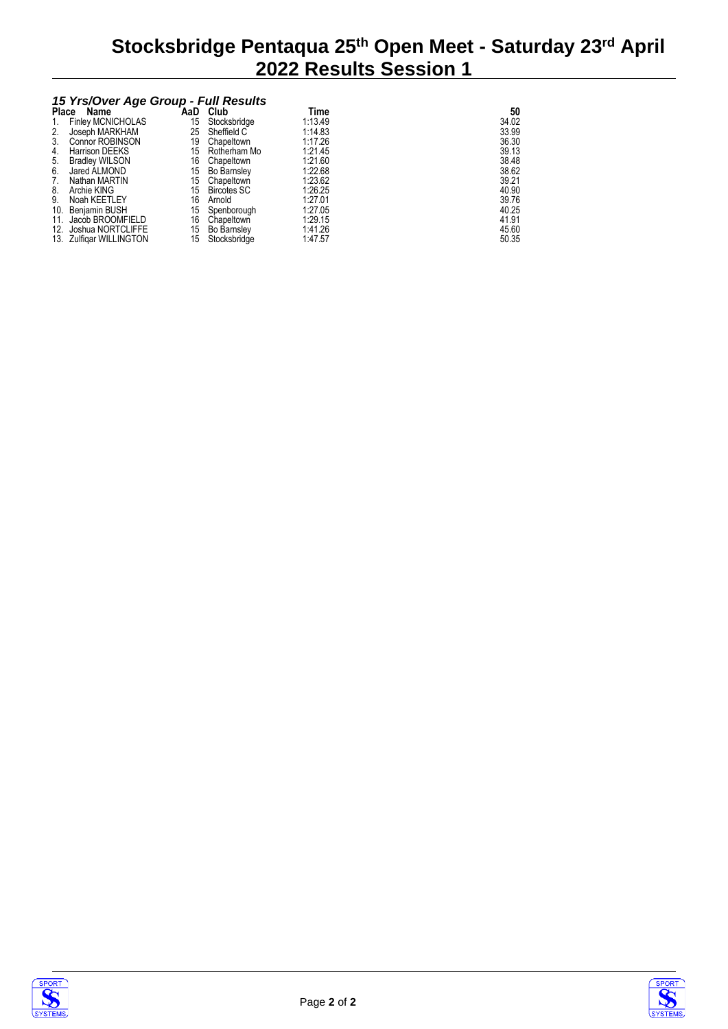# Stocksbridge Pentaqua 25th Open Meet - Saturday 23rd April 2022 Results Session 1

### *15 Yrs/Over Age Group - Full Results*

| Place | Name | AaD | Club | Time | 50 |
|---|---|---|---|---|---|
| 1. | Finley MCNICHOLAS | 15 | Stocksbridge | 1:13.49 | 34.02 |
| 2. | Joseph MARKHAM | 25 | Sheffield C | 1:14.83 | 33.99 |
| 3. | Connor ROBINSON | 19 | Chapeltown | 1:17.26 | 36.30 |
| 4. | Harrison DEEKS | 15 | Rotherham Mo | 1:21.45 | 39.13 |
| 5. | Bradley WILSON | 16 | Chapeltown | 1:21.60 | 38.48 |
| 6. | Jared ALMOND | 15 | Bo Barnsley | 1:22.68 | 38.62 |
| 7. | Nathan MARTIN | 15 | Chapeltown | 1:23.62 | 39.21 |
| 8. | Archie KING | 15 | Bircotes SC | 1:26.25 | 40.90 |
| 9. | Noah KEETLEY | 16 | Arnold | 1:27.01 | 39.76 |
| 10. | Benjamin BUSH | 15 | Spenborough | 1:27.05 | 40.25 |
| 11. | Jacob BROOMFIELD | 16 | Chapeltown | 1:29.15 | 41.91 |
| 12. | Joshua NORTCLIFFE | 15 | Bo Barnsley | 1:41.26 | 45.60 |
| 13. | Zulfiqar WILLINGTON | 15 | Stocksbridge | 1:47.57 | 50.35 |